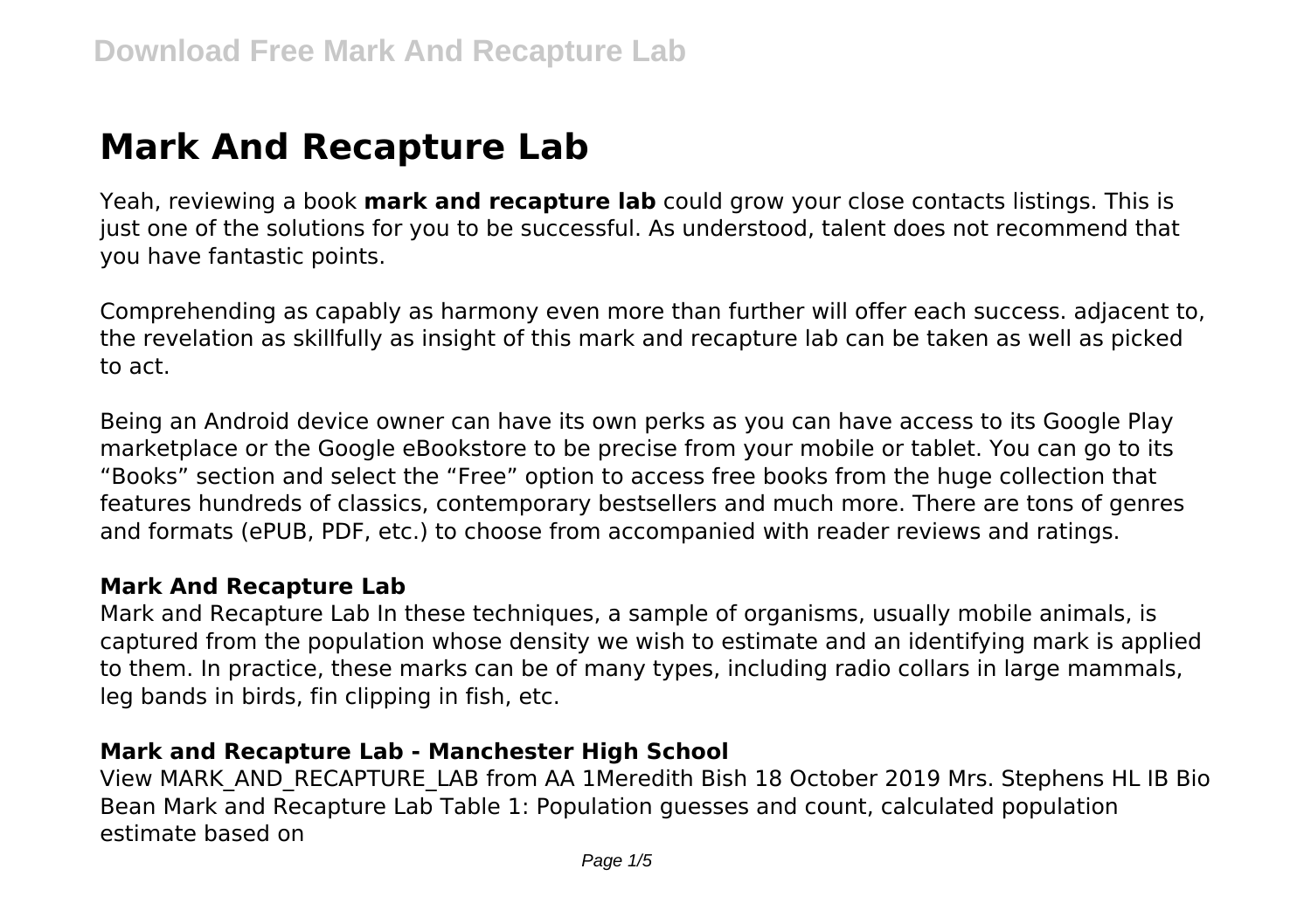# Mark And Recapture Lab

Yeah, reviewing a book **mark and recapture lab** could grow your close contacts listings. This is just one of the solutions for you to be successful. As understood, talent does not recommend that you have fantastic points.

Comprehending as capably as harmony even more than further will offer each success. adjacent to, the revelation as skillfully as insight of this mark and recapture lab can be taken as well as picked to act.

Being an Android device owner can have its own perks as you can have access to its Google Play marketplace or the Google eBookstore to be precise from your mobile or tablet. You can go to its "Books" section and select the "Free" option to access free books from the huge collection that features hundreds of classics, contemporary bestsellers and much more. There are tons of genres and formats (ePUB, PDF, etc.) to choose from accompanied with reader reviews and ratings.

### Mark And Recapture Lab

Mark and Recapture Lab In these techniques, a sample of organisms, usually mobile animals, is captured from the population whose density we wish to estimate and an identifying mark is applied to them. In practice, these marks can be of many types, including radio collars in large mammals, leg bands in birds, fin clipping in fish, etc.

### Mark and Recapture Lab - Manchester High School

View MARK_AND_RECAPTURE_LAB from AA 1Meredith Bish 18 October 2019 Mrs. Stephens HL IB Bio Bean Mark and Recapture Lab Table 1: Population guesses and count, calculated population estimate based on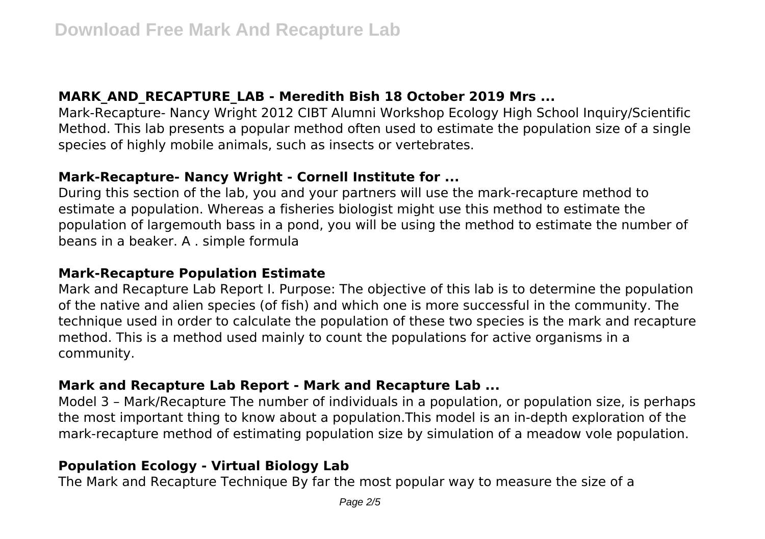### MARK_AND_RECAPTURE_LAB - Meredith Bish 18 October 2019 Mrs ...

Mark-Recapture- Nancy Wright 2012 CIBT Alumni Workshop Ecology High School Inquiry/Scientific Method. This lab presents a popular method often used to estimate the population size of a single species of highly mobile animals, such as insects or vertebrates.

### Mark-Recapture- Nancy Wright - Cornell Institute for ...

During this section of the lab, you and your partners will use the mark-recapture method to estimate a population. Whereas a fisheries biologist might use this method to estimate the population of largemouth bass in a pond, you will be using the method to estimate the number of beans in a beaker. A . simple formula

### Mark-Recapture Population Estimate

Mark and Recapture Lab Report I. Purpose: The objective of this lab is to determine the population of the native and alien species (of fish) and which one is more successful in the community. The technique used in order to calculate the population of these two species is the mark and recapture method. This is a method used mainly to count the populations for active organisms in a community.

### Mark and Recapture Lab Report - Mark and Recapture Lab ...

Model 3 – Mark/Recapture The number of individuals in a population, or population size, is perhaps the most important thing to know about a population.This model is an in-depth exploration of the mark-recapture method of estimating population size by simulation of a meadow vole population.

### Population Ecology - Virtual Biology Lab

The Mark and Recapture Technique By far the most popular way to measure the size of a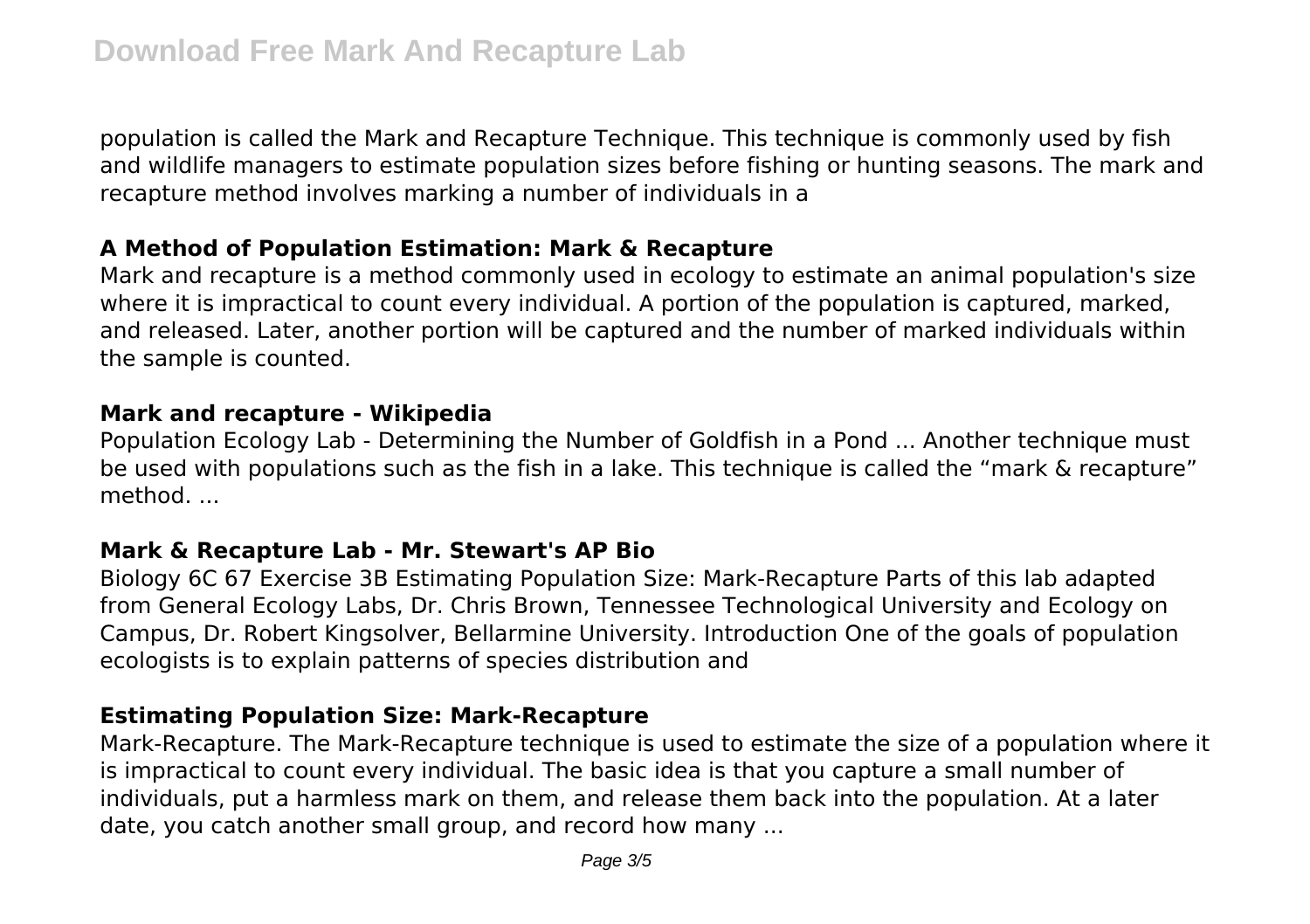population is called the Mark and Recapture Technique. This technique is commonly used by fish and wildlife managers to estimate population sizes before fishing or hunting seasons. The mark and recapture method involves marking a number of individuals in a

### A Method of Population Estimation: Mark & Recapture

Mark and recapture is a method commonly used in ecology to estimate an animal population's size where it is impractical to count every individual. A portion of the population is captured, marked, and released. Later, another portion will be captured and the number of marked individuals within the sample is counted.

### Mark and recapture - Wikipedia

Population Ecology Lab - Determining the Number of Goldfish in a Pond ... Another technique must be used with populations such as the fish in a lake. This technique is called the “mark & recapture” method. ...

### Mark & Recapture Lab - Mr. Stewart's AP Bio

Biology 6C 67 Exercise 3B Estimating Population Size: Mark-Recapture Parts of this lab adapted from General Ecology Labs, Dr. Chris Brown, Tennessee Technological University and Ecology on Campus, Dr. Robert Kingsolver, Bellarmine University. Introduction One of the goals of population ecologists is to explain patterns of species distribution and

### Estimating Population Size: Mark-Recapture

Mark-Recapture. The Mark-Recapture technique is used to estimate the size of a population where it is impractical to count every individual. The basic idea is that you capture a small number of individuals, put a harmless mark on them, and release them back into the population. At a later date, you catch another small group, and record how many ...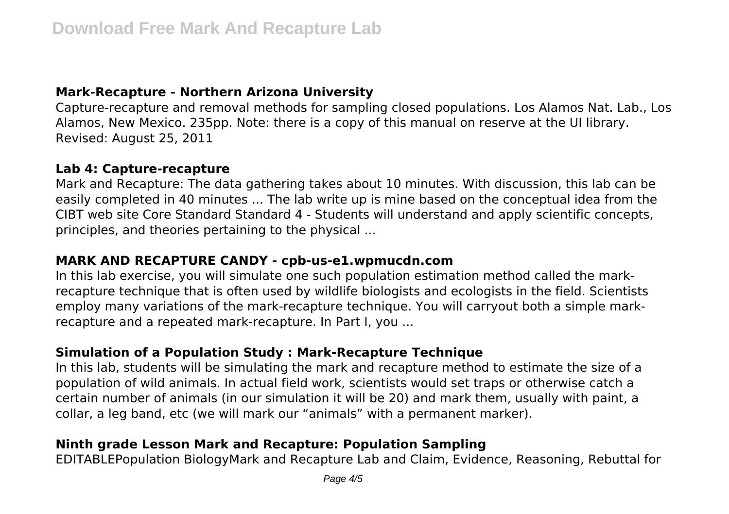### Mark-Recapture - Northern Arizona University

Capture-recapture and removal methods for sampling closed populations. Los Alamos Nat. Lab., Los Alamos, New Mexico. 235pp. Note: there is a copy of this manual on reserve at the UI library. Revised: August 25, 2011

### Lab 4: Capture-recapture

Mark and Recapture: The data gathering takes about 10 minutes. With discussion, this lab can be easily completed in 40 minutes ... The lab write up is mine based on the conceptual idea from the CIBT web site Core Standard Standard 4 - Students will understand and apply scientific concepts, principles, and theories pertaining to the physical ...

### MARK AND RECAPTURE CANDY - cpb-us-e1.wpmucdn.com

In this lab exercise, you will simulate one such population estimation method called the mark-recapture technique that is often used by wildlife biologists and ecologists in the field. Scientists employ many variations of the mark-recapture technique. You will carryout both a simple mark-recapture and a repeated mark-recapture. In Part I, you ...

### Simulation of a Population Study : Mark-Recapture Technique

In this lab, students will be simulating the mark and recapture method to estimate the size of a population of wild animals. In actual field work, scientists would set traps or otherwise catch a certain number of animals (in our simulation it will be 20) and mark them, usually with paint, a collar, a leg band, etc (we will mark our "animals" with a permanent marker).

### Ninth grade Lesson Mark and Recapture: Population Sampling

EDITABLEPopulation BiologyMark and Recapture Lab and Claim, Evidence, Reasoning, Rebuttal for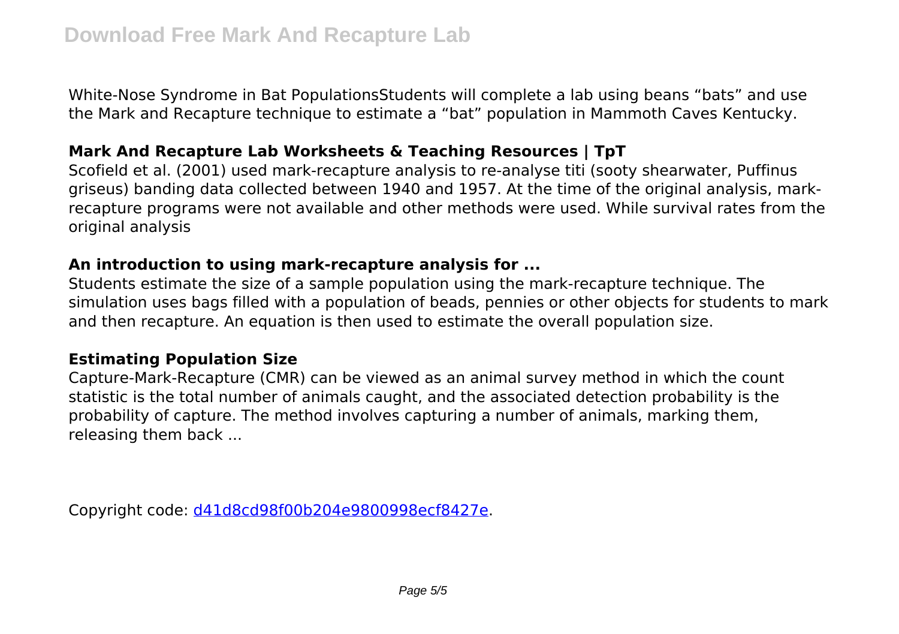White-Nose Syndrome in Bat PopulationsStudents will complete a lab using beans “bats” and use the Mark and Recapture technique to estimate a “bat” population in Mammoth Caves Kentucky.

## Mark And Recapture Lab Worksheets & Teaching Resources | TpT

Scofield et al. (2001) used mark-recapture analysis to re-analyse titi (sooty shearwater, Puffinus griseus) banding data collected between 1940 and 1957. At the time of the original analysis, mark-recapture programs were not available and other methods were used. While survival rates from the original analysis

## An introduction to using mark-recapture analysis for ...

Students estimate the size of a sample population using the mark-recapture technique. The simulation uses bags filled with a population of beads, pennies or other objects for students to mark and then recapture. An equation is then used to estimate the overall population size.

## Estimating Population Size

Capture-Mark-Recapture (CMR) can be viewed as an animal survey method in which the count statistic is the total number of animals caught, and the associated detection probability is the probability of capture. The method involves capturing a number of animals, marking them, releasing them back ...

Copyright code: d41d8cd98f00b204e9800998ecf8427e.